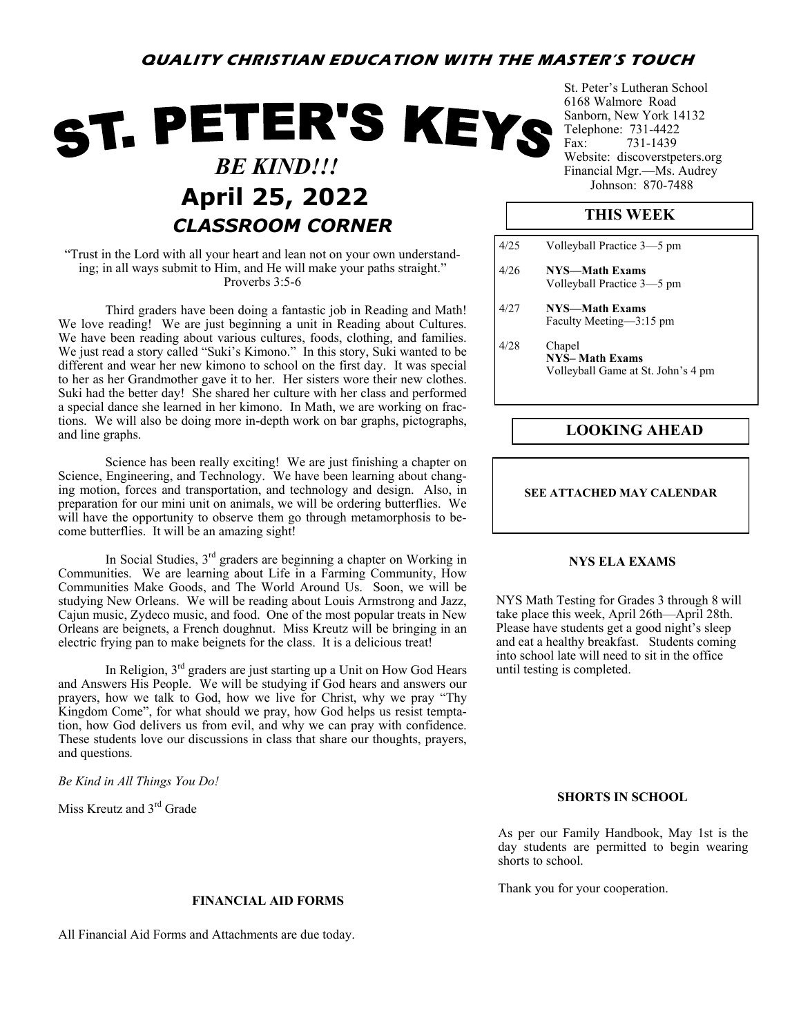**QUALITY CHRISTIAN EDUCATION WITH THE MASTER'S TOUCH**

# ST. PETER'S KEYS

***BE KIND!!!***

## April 25, 2022

### *CLASSROOM CORNER*

St. Peter's Lutheran School
6168 Walmore Road
Sanborn, New York 14132
Telephone: 731-4422
Fax: 731-1439
Website: discoverstpeters.org
Financial Mgr.—Ms. Audrey Johnson: 870-7488

"Trust in the Lord with all your heart and lean not on your own understanding; in all ways submit to Him, and He will make your paths straight."
Proverbs 3:5-6

Third graders have been doing a fantastic job in Reading and Math! We love reading! We are just beginning a unit in Reading about Cultures. We have been reading about various cultures, foods, clothing, and families. We just read a story called "Suki's Kimono." In this story, Suki wanted to be different and wear her new kimono to school on the first day. It was special to her as her Grandmother gave it to her. Her sisters wore their new clothes. Suki had the better day! She shared her culture with her class and performed a special dance she learned in her kimono. In Math, we are working on fractions. We will also be doing more in-depth work on bar graphs, pictographs, and line graphs.

Science has been really exciting! We are just finishing a chapter on Science, Engineering, and Technology. We have been learning about changing motion, forces and transportation, and technology and design. Also, in preparation for our mini unit on animals, we will be ordering butterflies. We will have the opportunity to observe them go through metamorphosis to become butterflies. It will be an amazing sight!

In Social Studies, 3rd graders are beginning a chapter on Working in Communities. We are learning about Life in a Farming Community, How Communities Make Goods, and The World Around Us. Soon, we will be studying New Orleans. We will be reading about Louis Armstrong and Jazz, Cajun music, Zydeco music, and food. One of the most popular treats in New Orleans are beignets, a French doughnut. Miss Kreutz will be bringing in an electric frying pan to make beignets for the class. It is a delicious treat!

In Religion, 3rd graders are just starting up a Unit on How God Hears and Answers His People. We will be studying if God hears and answers our prayers, how we talk to God, how we live for Christ, why we pray "Thy Kingdom Come", for what should we pray, how God helps us resist temptation, how God delivers us from evil, and why we can pray with confidence. These students love our discussions in class that share our thoughts, prayers, and questions.

*Be Kind in All Things You Do!*

Miss Kreutz and 3rd Grade

## THIS WEEK

| | |
|---|---|
| 4/25 | Volleyball Practice 3—5 pm |
| 4/26 | **NYS—Math Exams**<br>Volleyball Practice 3—5 pm |
| 4/27 | **NYS—Math Exams**<br>Faculty Meeting—3:15 pm |
| 4/28 | Chapel<br>**NYS– Math Exams**<br>Volleyball Game at St. John's 4 pm |

## LOOKING AHEAD

**SEE ATTACHED MAY CALENDAR**

**NYS ELA EXAMS**

NYS Math Testing for Grades 3 through 8 will take place this week, April 26th—April 28th. Please have students get a good night's sleep and eat a healthy breakfast. Students coming into school late will need to sit in the office until testing is completed.

**SHORTS IN SCHOOL**

As per our Family Handbook, May 1st is the day students are permitted to begin wearing shorts to school.

Thank you for your cooperation.

**FINANCIAL AID FORMS**

All Financial Aid Forms and Attachments are due today.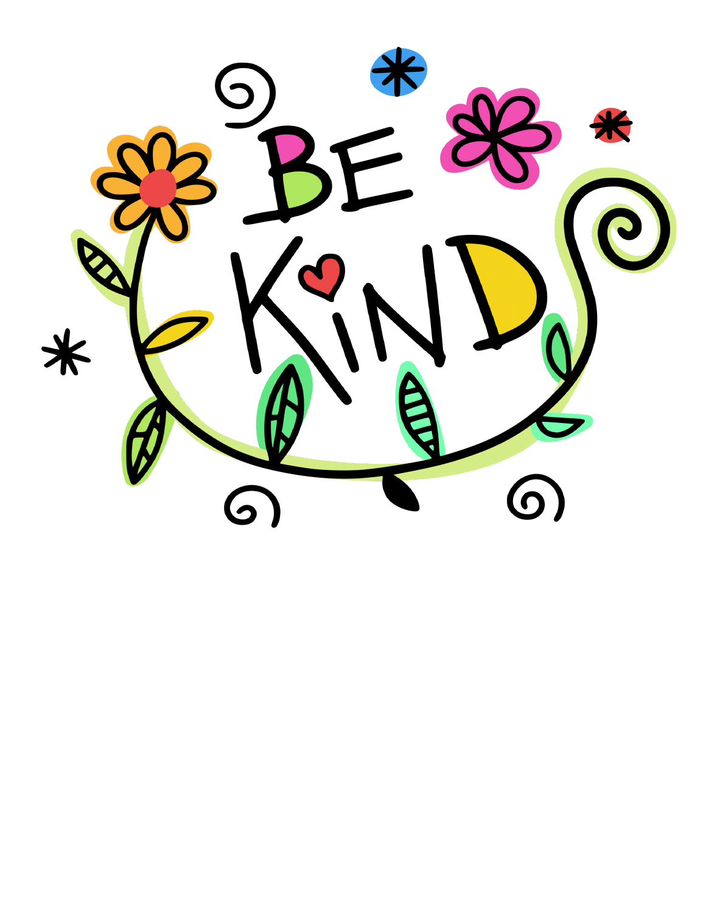BE KIND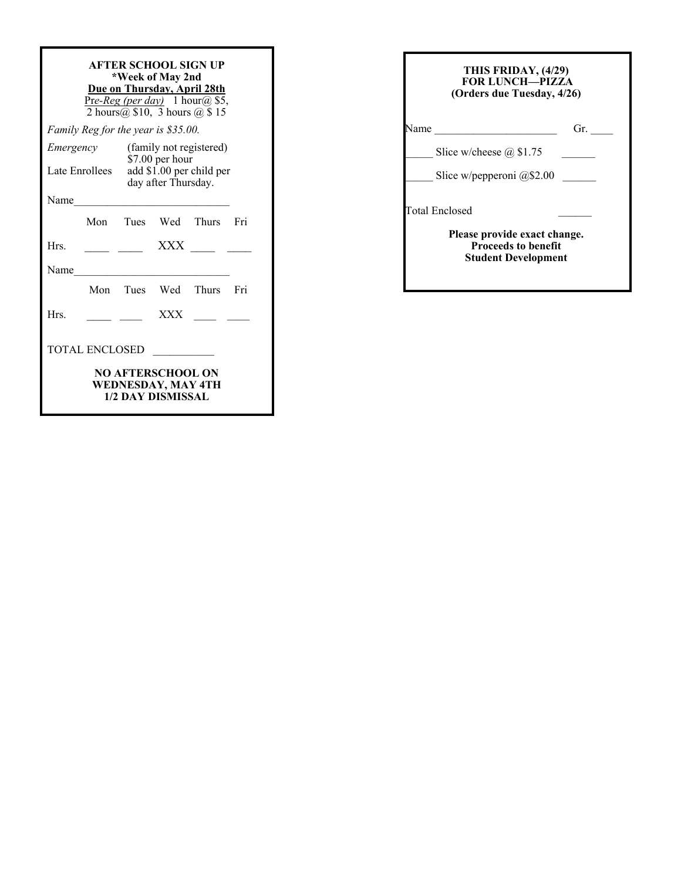**AFTER SCHOOL SIGN UP**
**\*Week of May 2nd**
**Due on Thursday, April 28th**

*Pre-Reg (per day)* 1 hour@ $5, 2 hours@ $10, 3 hours @ $ 15

*Family Reg for the year is $35.00.*

*Emergency* (family not registered) $7.00 per hour

Late Enrollees add $1.00 per child per day after Thursday.

Name____________________________

| | Mon | Tues | Wed | Thurs | Fri |
|---|---|---|---|---|---|
| Hrs. | ____ | ____ | XXX | ____ | ____ |

Name____________________________

| | Mon | Tues | Wed | Thurs | Fri |
|---|---|---|---|---|---|
| Hrs. | ____ | ____ | XXX | ____ | ____ |

TOTAL ENCLOSED ___________

**NO AFTERSCHOOL ON WEDNESDAY, MAY 4TH 1/2 DAY DISMISSAL**

---

**THIS FRIDAY, (4/29)**
**FOR LUNCH—PIZZA**
**(Orders due Tuesday, 4/26)**

Name ______________________ Gr. ____

_____ Slice w/cheese @ $1.75 ______

_____ Slice w/pepperoni @$2.00 ______

Total Enclosed ______

**Please provide exact change.**
**Proceeds to benefit**
**Student Development**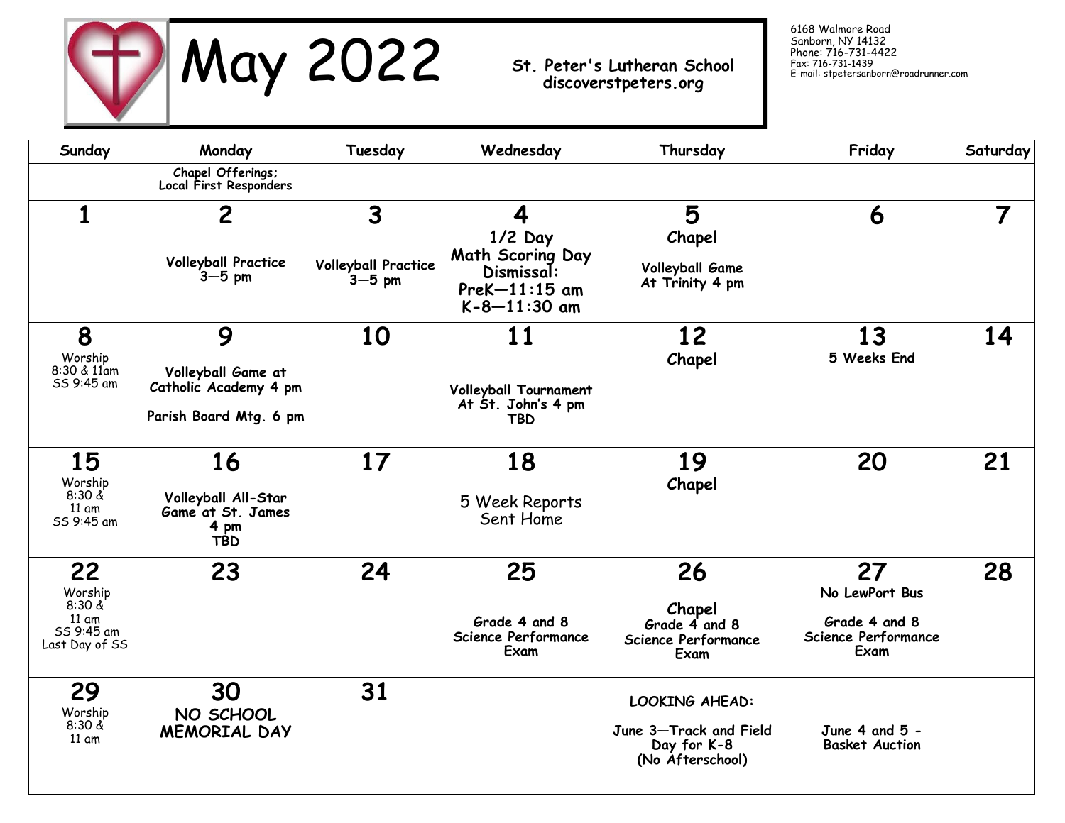# May 2022

**St. Peter's Lutheran School**
**discoverstpeters.org**

6168 Walmore Road
Sanborn, NY 14132
Phone: 716-731-4422
Fax: 716-731-1439
E-mail: stpetersanborn@roadrunner.com

| Sunday | Monday | Tuesday | Wednesday | Thursday | Friday | Saturday |
|---|---|---|---|---|---|---|
| | Chapel Offerings; Local First Responders | | | | | |
| **1** | **2** Volleyball Practice 3—5 pm | **3** Volleyball Practice 3—5 pm | **4** 1/2 Day Math Scoring Day Dismissal: PreK—11:15 am K-8—11:30 am | **5** Chapel Volleyball Game At Trinity 4 pm | **6** | **7** |
| **8** Worship 8:30 & 11am SS 9:45 am | **9** Volleyball Game at Catholic Academy 4 pm Parish Board Mtg. 6 pm | **10** | **11** Volleyball Tournament At St. John's 4 pm TBD | **12** Chapel | **13** 5 Weeks End | **14** |
| **15** Worship 8:30 & 11 am SS 9:45 am | **16** Volleyball All-Star Game at St. James 4 pm TBD | **17** | **18** 5 Week Reports Sent Home | **19** Chapel | **20** | **21** |
| **22** Worship 8:30 & 11 am SS 9:45 am Last Day of SS | **23** | **24** | **25** Grade 4 and 8 Science Performance Exam | **26** Chapel Grade 4 and 8 Science Performance Exam | **27** No LewPort Bus Grade 4 and 8 Science Performance Exam | **28** |
| **29** Worship 8:30 & 11 am | **30** NO SCHOOL MEMORIAL DAY | **31** | | LOOKING AHEAD: June 3—Track and Field Day for K-8 (No Afterschool) | June 4 and 5 - Basket Auction | |